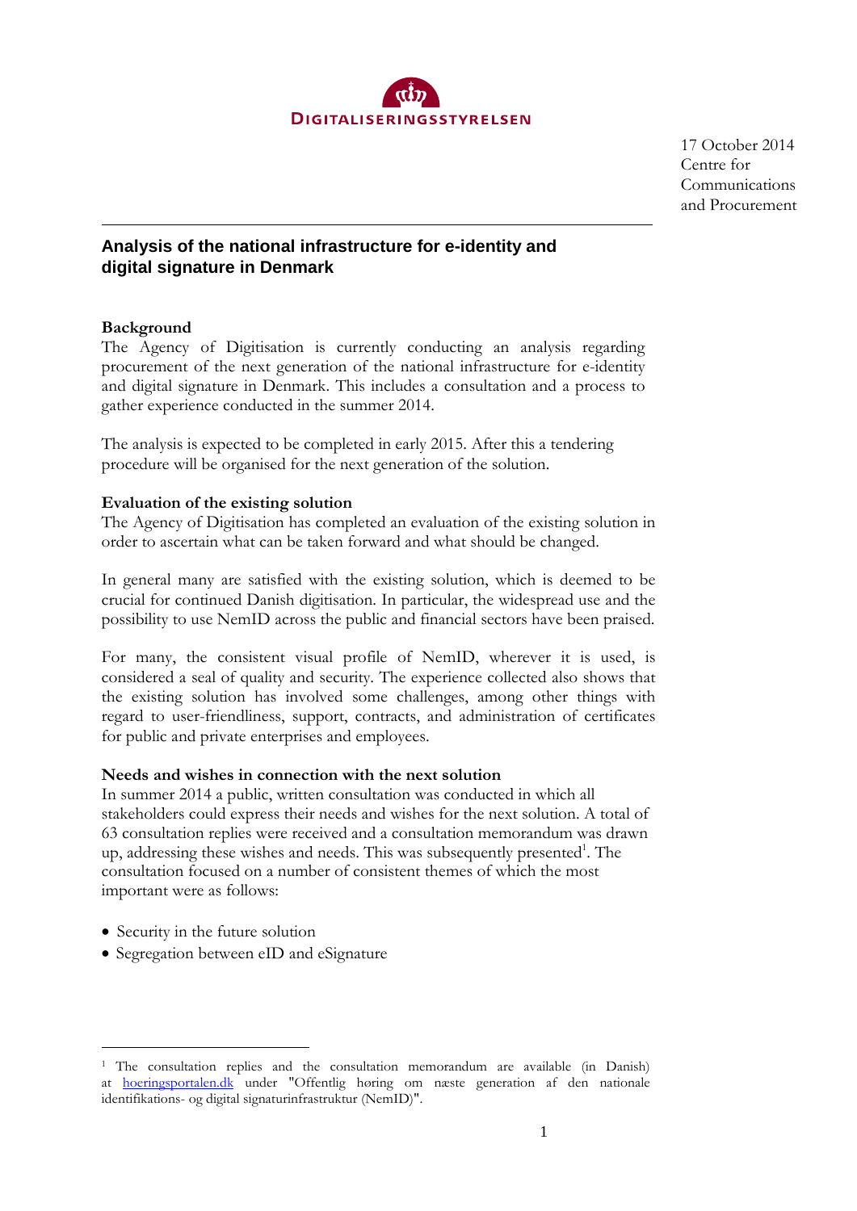DIGITALISERINGSSTYRELSEN

17 October 2014
Centre for Communications and Procurement

# Analysis of the national infrastructure for e-identity and digital signature in Denmark

**Background**

The Agency of Digitisation is currently conducting an analysis regarding procurement of the next generation of the national infrastructure for e-identity and digital signature in Denmark. This includes a consultation and a process to gather experience conducted in the summer 2014.

The analysis is expected to be completed in early 2015. After this a tendering procedure will be organised for the next generation of the solution.

**Evaluation of the existing solution**

The Agency of Digitisation has completed an evaluation of the existing solution in order to ascertain what can be taken forward and what should be changed.

In general many are satisfied with the existing solution, which is deemed to be crucial for continued Danish digitisation. In particular, the widespread use and the possibility to use NemID across the public and financial sectors have been praised.

For many, the consistent visual profile of NemID, wherever it is used, is considered a seal of quality and security. The experience collected also shows that the existing solution has involved some challenges, among other things with regard to user-friendliness, support, contracts, and administration of certificates for public and private enterprises and employees.

**Needs and wishes in connection with the next solution**

In summer 2014 a public, written consultation was conducted in which all stakeholders could express their needs and wishes for the next solution. A total of 63 consultation replies were received and a consultation memorandum was drawn up, addressing these wishes and needs. This was subsequently presented[1]. The consultation focused on a number of consistent themes of which the most important were as follows:

- Security in the future solution
- Segregation between eID and eSignature

[1] The consultation replies and the consultation memorandum are available (in Danish) at hoeringsportalen.dk under "Offentlig høring om næste generation af den nationale identifikations- og digital signaturinfrastruktur (NemID)".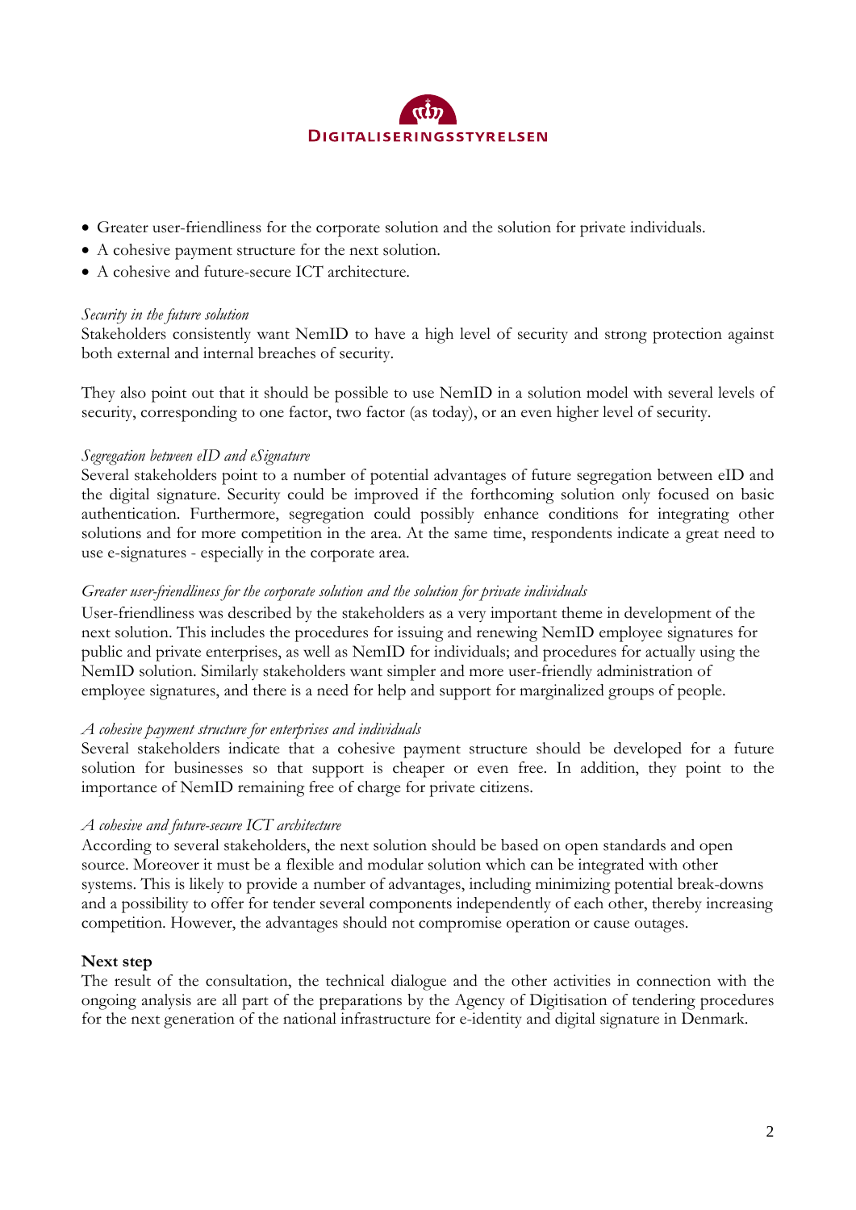- Greater user-friendliness for the corporate solution and the solution for private individuals.
- A cohesive payment structure for the next solution.
- A cohesive and future-secure ICT architecture.

*Security in the future solution*

Stakeholders consistently want NemID to have a high level of security and strong protection against both external and internal breaches of security.

They also point out that it should be possible to use NemID in a solution model with several levels of security, corresponding to one factor, two factor (as today), or an even higher level of security.

*Segregation between eID and eSignature*

Several stakeholders point to a number of potential advantages of future segregation between eID and the digital signature. Security could be improved if the forthcoming solution only focused on basic authentication. Furthermore, segregation could possibly enhance conditions for integrating other solutions and for more competition in the area. At the same time, respondents indicate a great need to use e-signatures - especially in the corporate area.

*Greater user-friendliness for the corporate solution and the solution for private individuals*

User-friendliness was described by the stakeholders as a very important theme in development of the next solution. This includes the procedures for issuing and renewing NemID employee signatures for public and private enterprises, as well as NemID for individuals; and procedures for actually using the NemID solution. Similarly stakeholders want simpler and more user-friendly administration of employee signatures, and there is a need for help and support for marginalized groups of people.

*A cohesive payment structure for enterprises and individuals*

Several stakeholders indicate that a cohesive payment structure should be developed for a future solution for businesses so that support is cheaper or even free. In addition, they point to the importance of NemID remaining free of charge for private citizens.

*A cohesive and future-secure ICT architecture*

According to several stakeholders, the next solution should be based on open standards and open source. Moreover it must be a flexible and modular solution which can be integrated with other systems. This is likely to provide a number of advantages, including minimizing potential break-downs and a possibility to offer for tender several components independently of each other, thereby increasing competition. However, the advantages should not compromise operation or cause outages.

**Next step**

The result of the consultation, the technical dialogue and the other activities in connection with the ongoing analysis are all part of the preparations by the Agency of Digitisation of tendering procedures for the next generation of the national infrastructure for e-identity and digital signature in Denmark.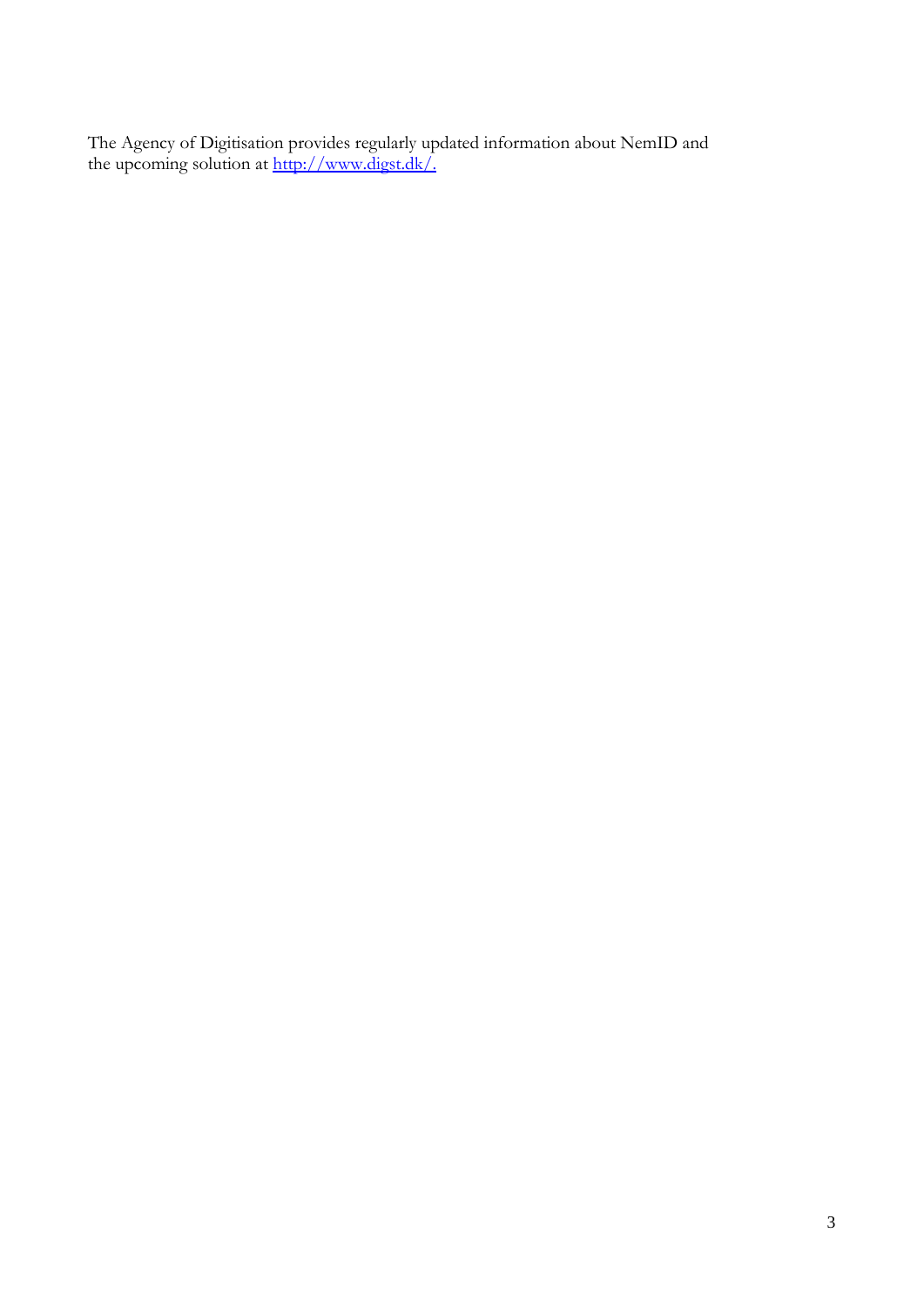The Agency of Digitisation provides regularly updated information about NemID and the upcoming solution at [http://www.digst.dk/.](http://www.digst.dk/)